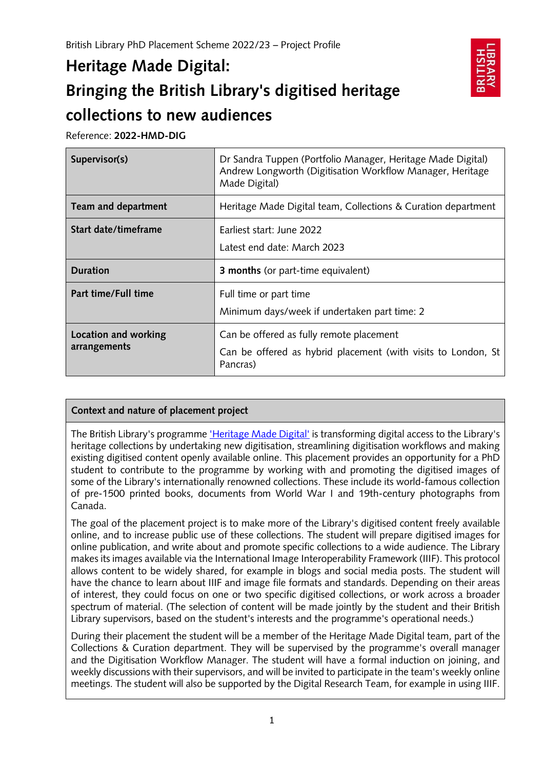British Library PhD Placement Scheme 2022/23 – Project Profile

# Heritage Made Digital: Bringing the British Library's digitised heritage collections to new audiences

Reference: **2022-HMD-DIG**

| | |
|---|---|
| **Supervisor(s)** | Dr Sandra Tuppen (Portfolio Manager, Heritage Made Digital)<br>Andrew Longworth (Digitisation Workflow Manager, Heritage Made Digital) |
| **Team and department** | Heritage Made Digital team, Collections & Curation department |
| **Start date/timeframe** | Earliest start: June 2022<br>Latest end date: March 2023 |
| **Duration** | **3 months** (or part-time equivalent) |
| **Part time/Full time** | Full time or part time<br>Minimum days/week if undertaken part time: 2 |
| **Location and working arrangements** | Can be offered as fully remote placement<br>Can be offered as hybrid placement (with visits to London, St Pancras) |

## Context and nature of placement project

The British Library's programme 'Heritage Made Digital' is transforming digital access to the Library's heritage collections by undertaking new digitisation, streamlining digitisation workflows and making existing digitised content openly available online. This placement provides an opportunity for a PhD student to contribute to the programme by working with and promoting the digitised images of some of the Library's internationally renowned collections. These include its world-famous collection of pre-1500 printed books, documents from World War I and 19th-century photographs from Canada.

The goal of the placement project is to make more of the Library's digitised content freely available online, and to increase public use of these collections. The student will prepare digitised images for online publication, and write about and promote specific collections to a wide audience. The Library makes its images available via the International Image Interoperability Framework (IIIF). This protocol allows content to be widely shared, for example in blogs and social media posts. The student will have the chance to learn about IIIF and image file formats and standards. Depending on their areas of interest, they could focus on one or two specific digitised collections, or work across a broader spectrum of material. (The selection of content will be made jointly by the student and their British Library supervisors, based on the student's interests and the programme's operational needs.)

During their placement the student will be a member of the Heritage Made Digital team, part of the Collections & Curation department. They will be supervised by the programme's overall manager and the Digitisation Workflow Manager. The student will have a formal induction on joining, and weekly discussions with their supervisors, and will be invited to participate in the team's weekly online meetings. The student will also be supported by the Digital Research Team, for example in using IIIF.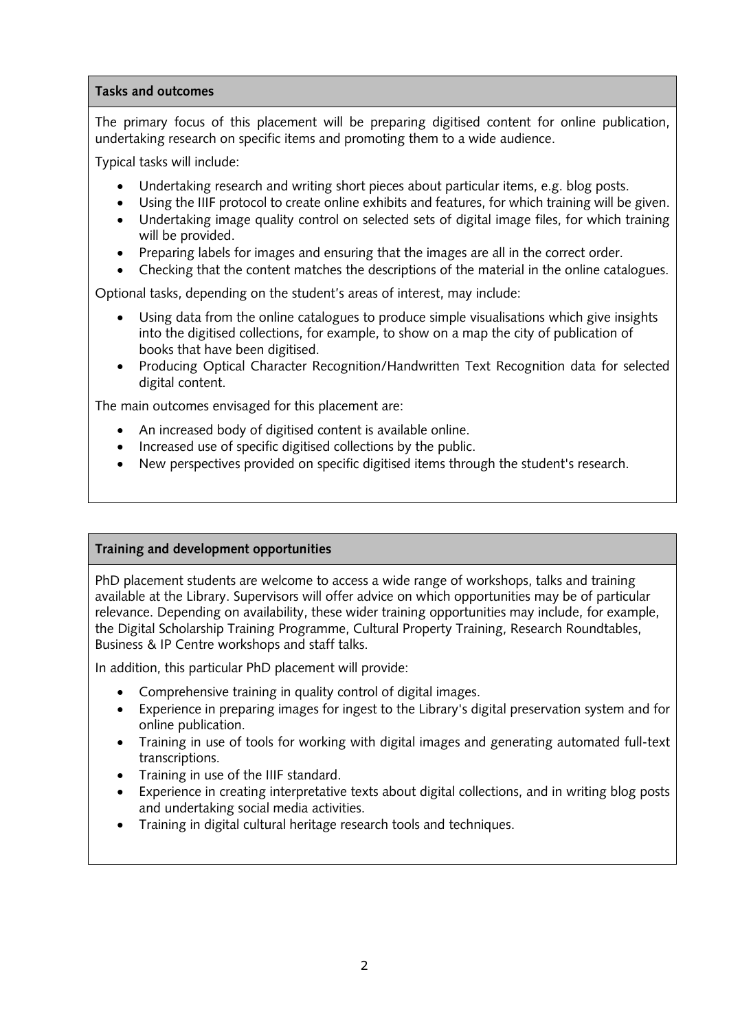## Tasks and outcomes

The primary focus of this placement will be preparing digitised content for online publication, undertaking research on specific items and promoting them to a wide audience.

Typical tasks will include:

- Undertaking research and writing short pieces about particular items, e.g. blog posts.
- Using the IIIF protocol to create online exhibits and features, for which training will be given.
- Undertaking image quality control on selected sets of digital image files, for which training will be provided.
- Preparing labels for images and ensuring that the images are all in the correct order.
- Checking that the content matches the descriptions of the material in the online catalogues.

Optional tasks, depending on the student's areas of interest, may include:

- Using data from the online catalogues to produce simple visualisations which give insights into the digitised collections, for example, to show on a map the city of publication of books that have been digitised.
- Producing Optical Character Recognition/Handwritten Text Recognition data for selected digital content.

The main outcomes envisaged for this placement are:

- An increased body of digitised content is available online.
- Increased use of specific digitised collections by the public.
- New perspectives provided on specific digitised items through the student's research.

## Training and development opportunities

PhD placement students are welcome to access a wide range of workshops, talks and training available at the Library. Supervisors will offer advice on which opportunities may be of particular relevance. Depending on availability, these wider training opportunities may include, for example, the Digital Scholarship Training Programme, Cultural Property Training, Research Roundtables, Business & IP Centre workshops and staff talks.

In addition, this particular PhD placement will provide:

- Comprehensive training in quality control of digital images.
- Experience in preparing images for ingest to the Library's digital preservation system and for online publication.
- Training in use of tools for working with digital images and generating automated full-text transcriptions.
- Training in use of the IIIF standard.
- Experience in creating interpretative texts about digital collections, and in writing blog posts and undertaking social media activities.
- Training in digital cultural heritage research tools and techniques.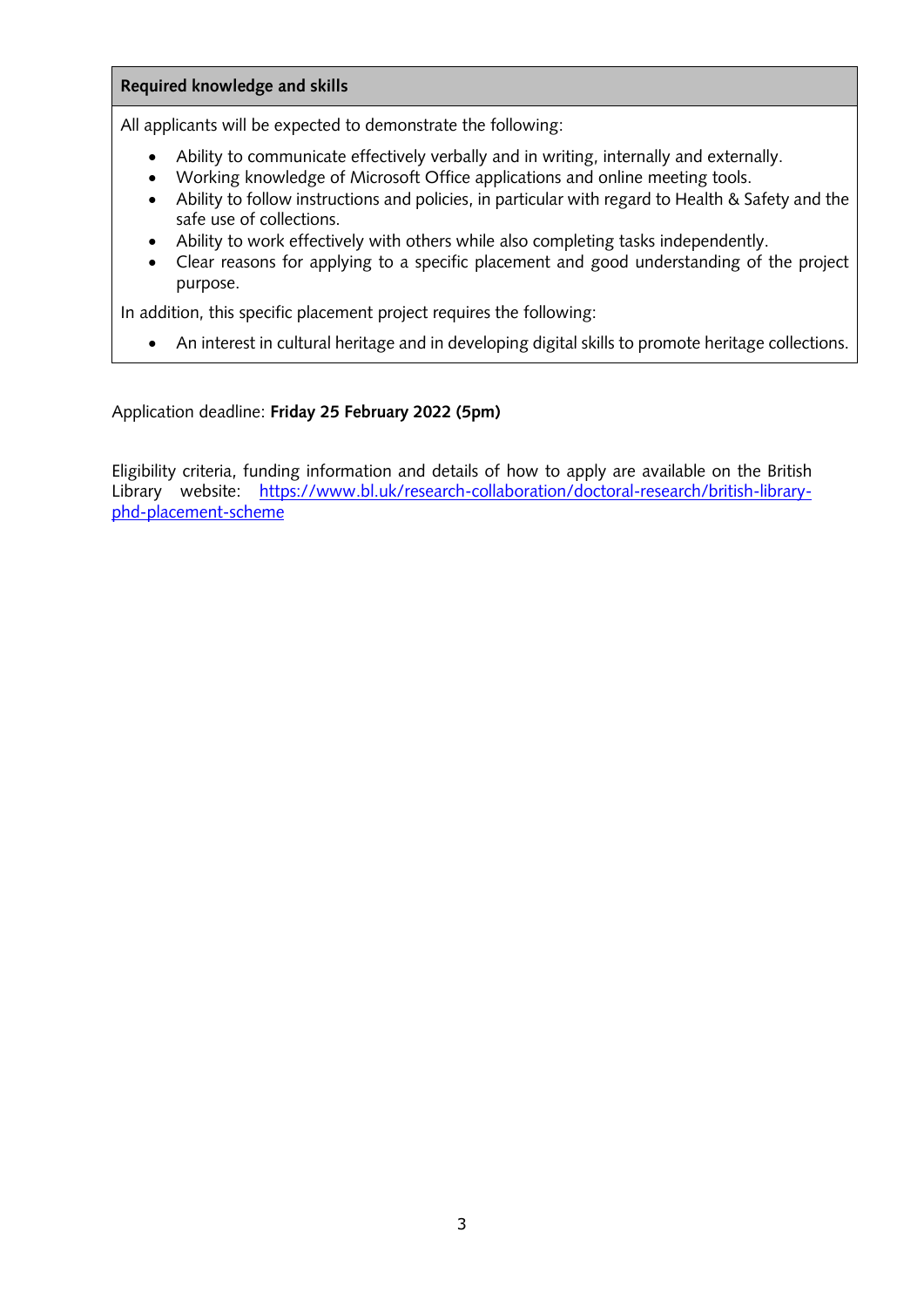## Required knowledge and skills

All applicants will be expected to demonstrate the following:

- Ability to communicate effectively verbally and in writing, internally and externally.
- Working knowledge of Microsoft Office applications and online meeting tools.
- Ability to follow instructions and policies, in particular with regard to Health & Safety and the safe use of collections.
- Ability to work effectively with others while also completing tasks independently.
- Clear reasons for applying to a specific placement and good understanding of the project purpose.

In addition, this specific placement project requires the following:

- An interest in cultural heritage and in developing digital skills to promote heritage collections.

Application deadline: **Friday 25 February 2022 (5pm)**

Eligibility criteria, funding information and details of how to apply are available on the British Library website: https://www.bl.uk/research-collaboration/doctoral-research/british-library-phd-placement-scheme